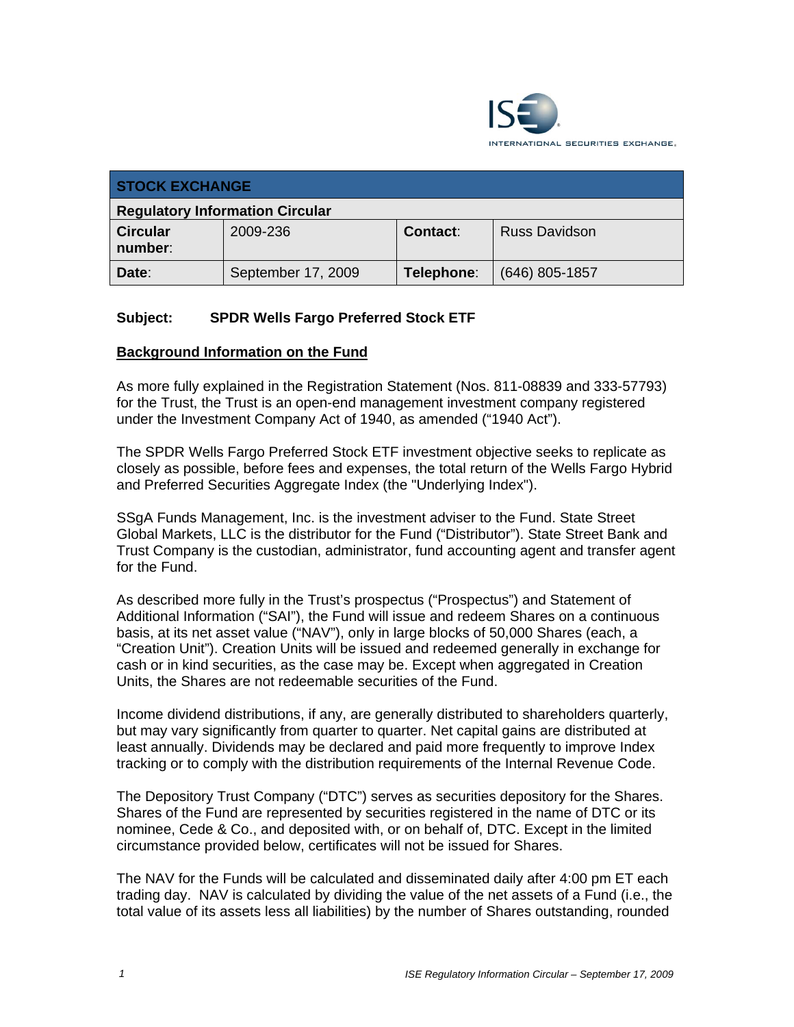ISE INTERNATIONAL SECURITIES EXCHANGE.

| STOCK EXCHANGE | | | |
|---|---|---|---|
| **Regulatory Information Circular** | | | |
| **Circular number:** | 2009-236 | **Contact:** | Russ Davidson |
| **Date:** | September 17, 2009 | **Telephone:** | (646) 805-1857 |

**Subject: SPDR Wells Fargo Preferred Stock ETF**

## Background Information on the Fund

As more fully explained in the Registration Statement (Nos. 811-08839 and 333-57793) for the Trust, the Trust is an open-end management investment company registered under the Investment Company Act of 1940, as amended ("1940 Act").

The SPDR Wells Fargo Preferred Stock ETF investment objective seeks to replicate as closely as possible, before fees and expenses, the total return of the Wells Fargo Hybrid and Preferred Securities Aggregate Index (the "Underlying Index").

SSgA Funds Management, Inc. is the investment adviser to the Fund. State Street Global Markets, LLC is the distributor for the Fund ("Distributor"). State Street Bank and Trust Company is the custodian, administrator, fund accounting agent and transfer agent for the Fund.

As described more fully in the Trust's prospectus ("Prospectus") and Statement of Additional Information ("SAI"), the Fund will issue and redeem Shares on a continuous basis, at its net asset value ("NAV"), only in large blocks of 50,000 Shares (each, a "Creation Unit"). Creation Units will be issued and redeemed generally in exchange for cash or in kind securities, as the case may be. Except when aggregated in Creation Units, the Shares are not redeemable securities of the Fund.

Income dividend distributions, if any, are generally distributed to shareholders quarterly, but may vary significantly from quarter to quarter. Net capital gains are distributed at least annually. Dividends may be declared and paid more frequently to improve Index tracking or to comply with the distribution requirements of the Internal Revenue Code.

The Depository Trust Company ("DTC") serves as securities depository for the Shares. Shares of the Fund are represented by securities registered in the name of DTC or its nominee, Cede & Co., and deposited with, or on behalf of, DTC. Except in the limited circumstance provided below, certificates will not be issued for Shares.

The NAV for the Funds will be calculated and disseminated daily after 4:00 pm ET each trading day. NAV is calculated by dividing the value of the net assets of a Fund (i.e., the total value of its assets less all liabilities) by the number of Shares outstanding, rounded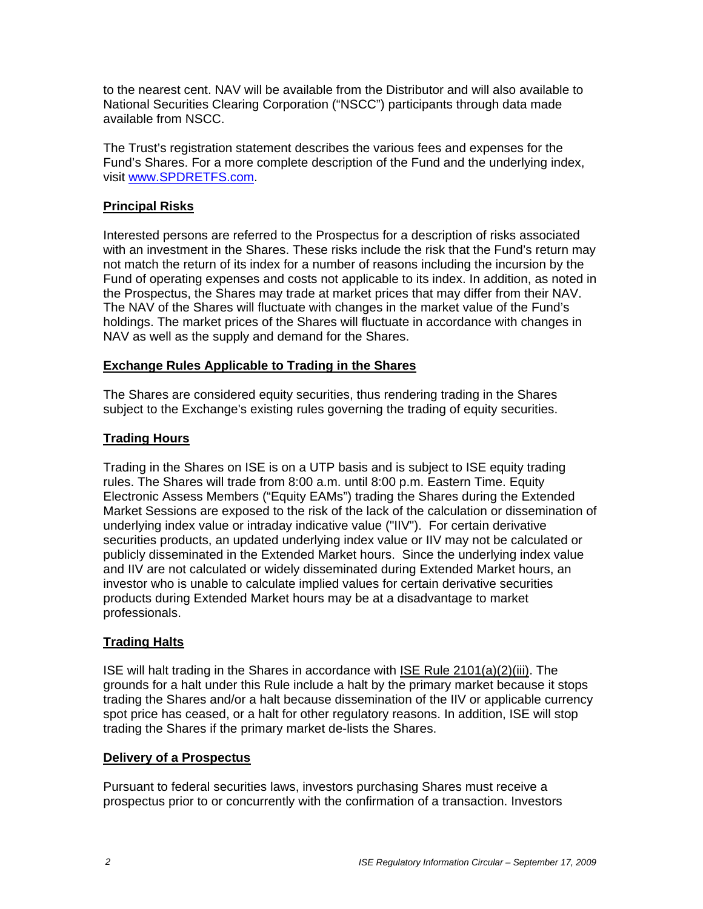to the nearest cent. NAV will be available from the Distributor and will also available to National Securities Clearing Corporation ("NSCC") participants through data made available from NSCC.

The Trust's registration statement describes the various fees and expenses for the Fund's Shares. For a more complete description of the Fund and the underlying index, visit www.SPDRETFS.com.

## Principal Risks

Interested persons are referred to the Prospectus for a description of risks associated with an investment in the Shares. These risks include the risk that the Fund's return may not match the return of its index for a number of reasons including the incursion by the Fund of operating expenses and costs not applicable to its index. In addition, as noted in the Prospectus, the Shares may trade at market prices that may differ from their NAV. The NAV of the Shares will fluctuate with changes in the market value of the Fund's holdings. The market prices of the Shares will fluctuate in accordance with changes in NAV as well as the supply and demand for the Shares.

## Exchange Rules Applicable to Trading in the Shares

The Shares are considered equity securities, thus rendering trading in the Shares subject to the Exchange's existing rules governing the trading of equity securities.

## Trading Hours

Trading in the Shares on ISE is on a UTP basis and is subject to ISE equity trading rules. The Shares will trade from 8:00 a.m. until 8:00 p.m. Eastern Time. Equity Electronic Assess Members ("Equity EAMs") trading the Shares during the Extended Market Sessions are exposed to the risk of the lack of the calculation or dissemination of underlying index value or intraday indicative value ("IIV"). For certain derivative securities products, an updated underlying index value or IIV may not be calculated or publicly disseminated in the Extended Market hours. Since the underlying index value and IIV are not calculated or widely disseminated during Extended Market hours, an investor who is unable to calculate implied values for certain derivative securities products during Extended Market hours may be at a disadvantage to market professionals.

## Trading Halts

ISE will halt trading in the Shares in accordance with ISE Rule 2101(a)(2)(iii). The grounds for a halt under this Rule include a halt by the primary market because it stops trading the Shares and/or a halt because dissemination of the IIV or applicable currency spot price has ceased, or a halt for other regulatory reasons. In addition, ISE will stop trading the Shares if the primary market de-lists the Shares.

## Delivery of a Prospectus

Pursuant to federal securities laws, investors purchasing Shares must receive a prospectus prior to or concurrently with the confirmation of a transaction. Investors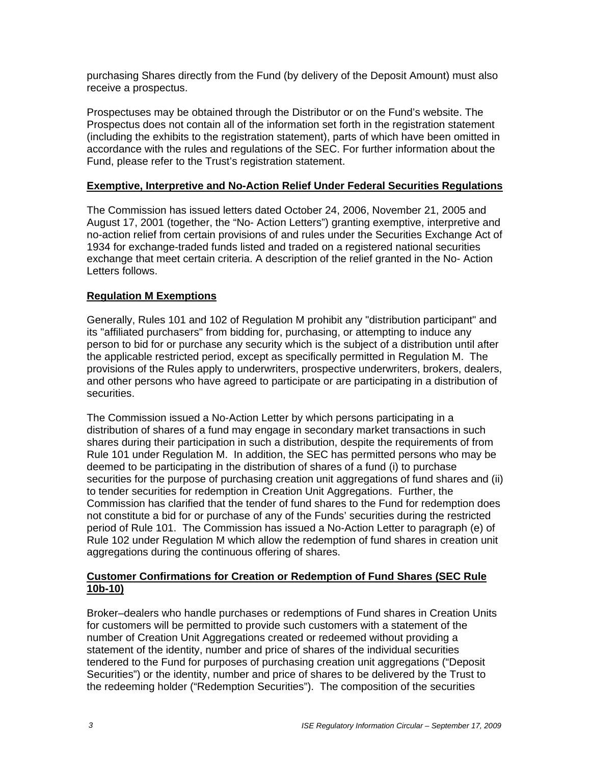purchasing Shares directly from the Fund (by delivery of the Deposit Amount) must also receive a prospectus.

Prospectuses may be obtained through the Distributor or on the Fund's website. The Prospectus does not contain all of the information set forth in the registration statement (including the exhibits to the registration statement), parts of which have been omitted in accordance with the rules and regulations of the SEC. For further information about the Fund, please refer to the Trust's registration statement.

## Exemptive, Interpretive and No-Action Relief Under Federal Securities Regulations

The Commission has issued letters dated October 24, 2006, November 21, 2005 and August 17, 2001 (together, the "No- Action Letters") granting exemptive, interpretive and no-action relief from certain provisions of and rules under the Securities Exchange Act of 1934 for exchange-traded funds listed and traded on a registered national securities exchange that meet certain criteria. A description of the relief granted in the No- Action Letters follows.

## Regulation M Exemptions

Generally, Rules 101 and 102 of Regulation M prohibit any "distribution participant" and its "affiliated purchasers" from bidding for, purchasing, or attempting to induce any person to bid for or purchase any security which is the subject of a distribution until after the applicable restricted period, except as specifically permitted in Regulation M. The provisions of the Rules apply to underwriters, prospective underwriters, brokers, dealers, and other persons who have agreed to participate or are participating in a distribution of securities.

The Commission issued a No-Action Letter by which persons participating in a distribution of shares of a fund may engage in secondary market transactions in such shares during their participation in such a distribution, despite the requirements of from Rule 101 under Regulation M. In addition, the SEC has permitted persons who may be deemed to be participating in the distribution of shares of a fund (i) to purchase securities for the purpose of purchasing creation unit aggregations of fund shares and (ii) to tender securities for redemption in Creation Unit Aggregations. Further, the Commission has clarified that the tender of fund shares to the Fund for redemption does not constitute a bid for or purchase of any of the Funds' securities during the restricted period of Rule 101. The Commission has issued a No-Action Letter to paragraph (e) of Rule 102 under Regulation M which allow the redemption of fund shares in creation unit aggregations during the continuous offering of shares.

## Customer Confirmations for Creation or Redemption of Fund Shares (SEC Rule 10b-10)

Broker–dealers who handle purchases or redemptions of Fund shares in Creation Units for customers will be permitted to provide such customers with a statement of the number of Creation Unit Aggregations created or redeemed without providing a statement of the identity, number and price of shares of the individual securities tendered to the Fund for purposes of purchasing creation unit aggregations ("Deposit Securities") or the identity, number and price of shares to be delivered by the Trust to the redeeming holder ("Redemption Securities"). The composition of the securities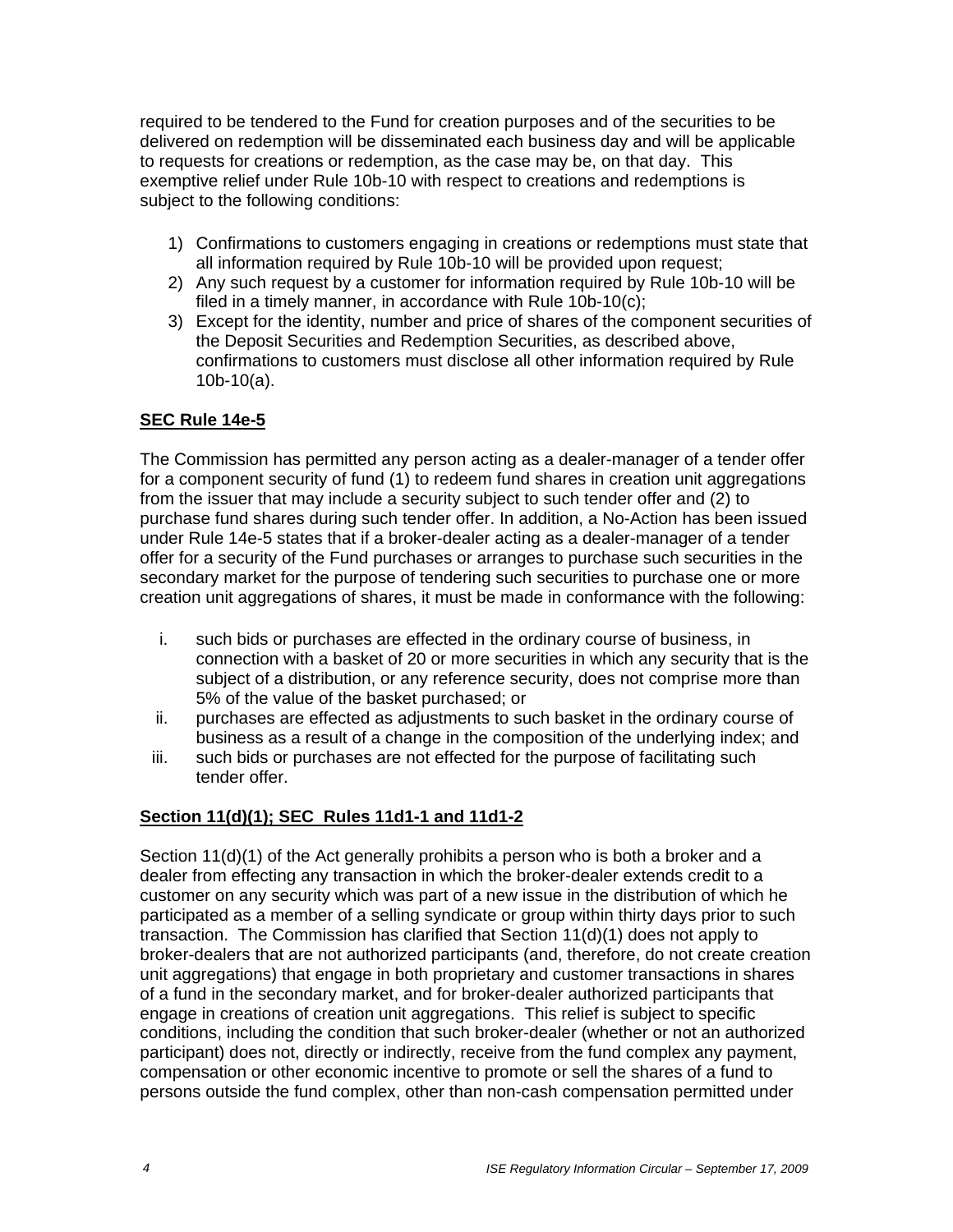required to be tendered to the Fund for creation purposes and of the securities to be delivered on redemption will be disseminated each business day and will be applicable to requests for creations or redemption, as the case may be, on that day. This exemptive relief under Rule 10b-10 with respect to creations and redemptions is subject to the following conditions:

1) Confirmations to customers engaging in creations or redemptions must state that all information required by Rule 10b-10 will be provided upon request;
2) Any such request by a customer for information required by Rule 10b-10 will be filed in a timely manner, in accordance with Rule 10b-10(c);
3) Except for the identity, number and price of shares of the component securities of the Deposit Securities and Redemption Securities, as described above, confirmations to customers must disclose all other information required by Rule 10b-10(a).

**SEC Rule 14e-5**

The Commission has permitted any person acting as a dealer-manager of a tender offer for a component security of fund (1) to redeem fund shares in creation unit aggregations from the issuer that may include a security subject to such tender offer and (2) to purchase fund shares during such tender offer. In addition, a No-Action has been issued under Rule 14e-5 states that if a broker-dealer acting as a dealer-manager of a tender offer for a security of the Fund purchases or arranges to purchase such securities in the secondary market for the purpose of tendering such securities to purchase one or more creation unit aggregations of shares, it must be made in conformance with the following:

i. such bids or purchases are effected in the ordinary course of business, in connection with a basket of 20 or more securities in which any security that is the subject of a distribution, or any reference security, does not comprise more than 5% of the value of the basket purchased; or
ii. purchases are effected as adjustments to such basket in the ordinary course of business as a result of a change in the composition of the underlying index; and
iii. such bids or purchases are not effected for the purpose of facilitating such tender offer.

**Section 11(d)(1); SEC Rules 11d1-1 and 11d1-2**

Section 11(d)(1) of the Act generally prohibits a person who is both a broker and a dealer from effecting any transaction in which the broker-dealer extends credit to a customer on any security which was part of a new issue in the distribution of which he participated as a member of a selling syndicate or group within thirty days prior to such transaction. The Commission has clarified that Section 11(d)(1) does not apply to broker-dealers that are not authorized participants (and, therefore, do not create creation unit aggregations) that engage in both proprietary and customer transactions in shares of a fund in the secondary market, and for broker-dealer authorized participants that engage in creations of creation unit aggregations. This relief is subject to specific conditions, including the condition that such broker-dealer (whether or not an authorized participant) does not, directly or indirectly, receive from the fund complex any payment, compensation or other economic incentive to promote or sell the shares of a fund to persons outside the fund complex, other than non-cash compensation permitted under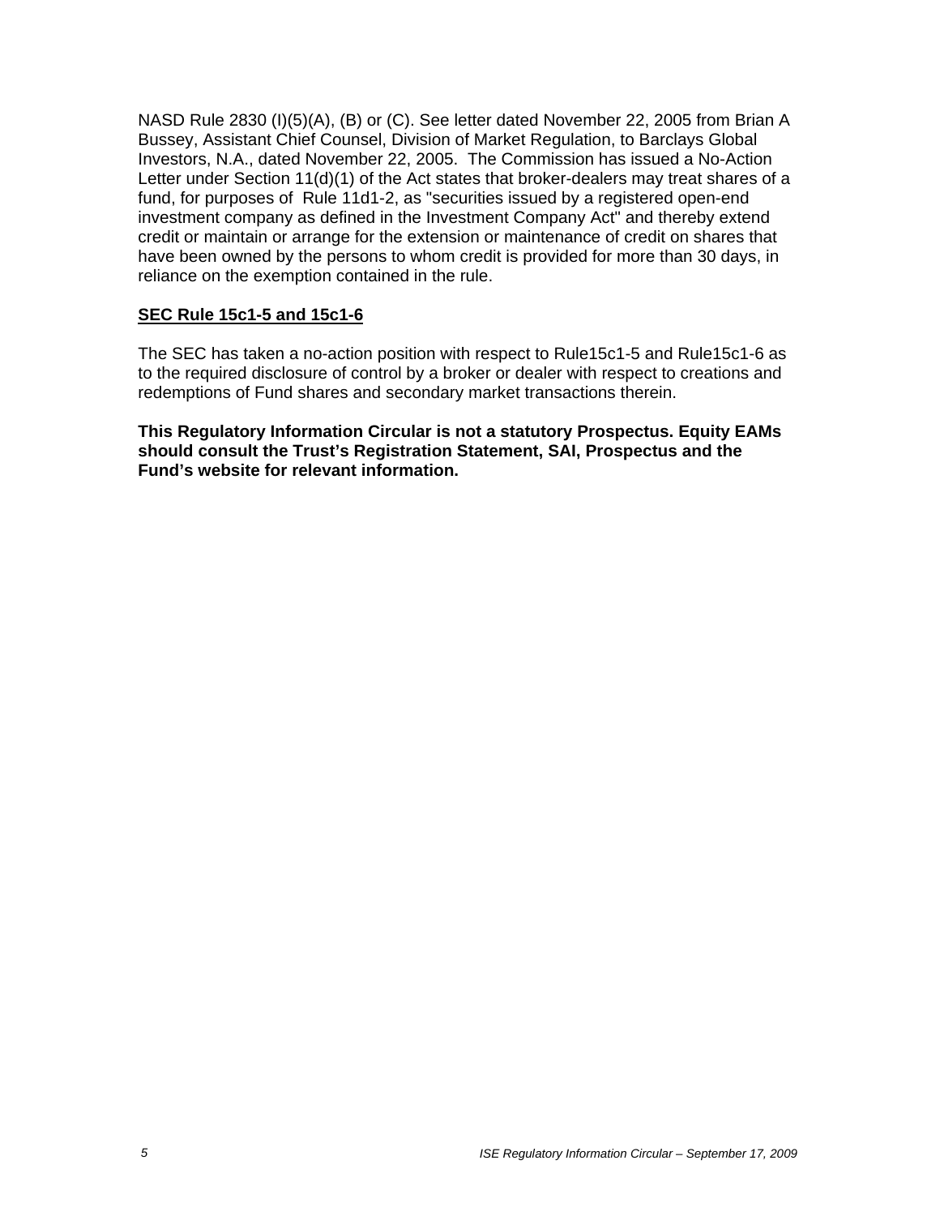NASD Rule 2830 (I)(5)(A), (B) or (C). See letter dated November 22, 2005 from Brian A Bussey, Assistant Chief Counsel, Division of Market Regulation, to Barclays Global Investors, N.A., dated November 22, 2005. The Commission has issued a No-Action Letter under Section 11(d)(1) of the Act states that broker-dealers may treat shares of a fund, for purposes of Rule 11d1-2, as "securities issued by a registered open-end investment company as defined in the Investment Company Act" and thereby extend credit or maintain or arrange for the extension or maintenance of credit on shares that have been owned by the persons to whom credit is provided for more than 30 days, in reliance on the exemption contained in the rule.

**SEC Rule 15c1-5 and 15c1-6**

The SEC has taken a no-action position with respect to Rule15c1-5 and Rule15c1-6 as to the required disclosure of control by a broker or dealer with respect to creations and redemptions of Fund shares and secondary market transactions therein.

**This Regulatory Information Circular is not a statutory Prospectus. Equity EAMs should consult the Trust's Registration Statement, SAI, Prospectus and the Fund's website for relevant information.**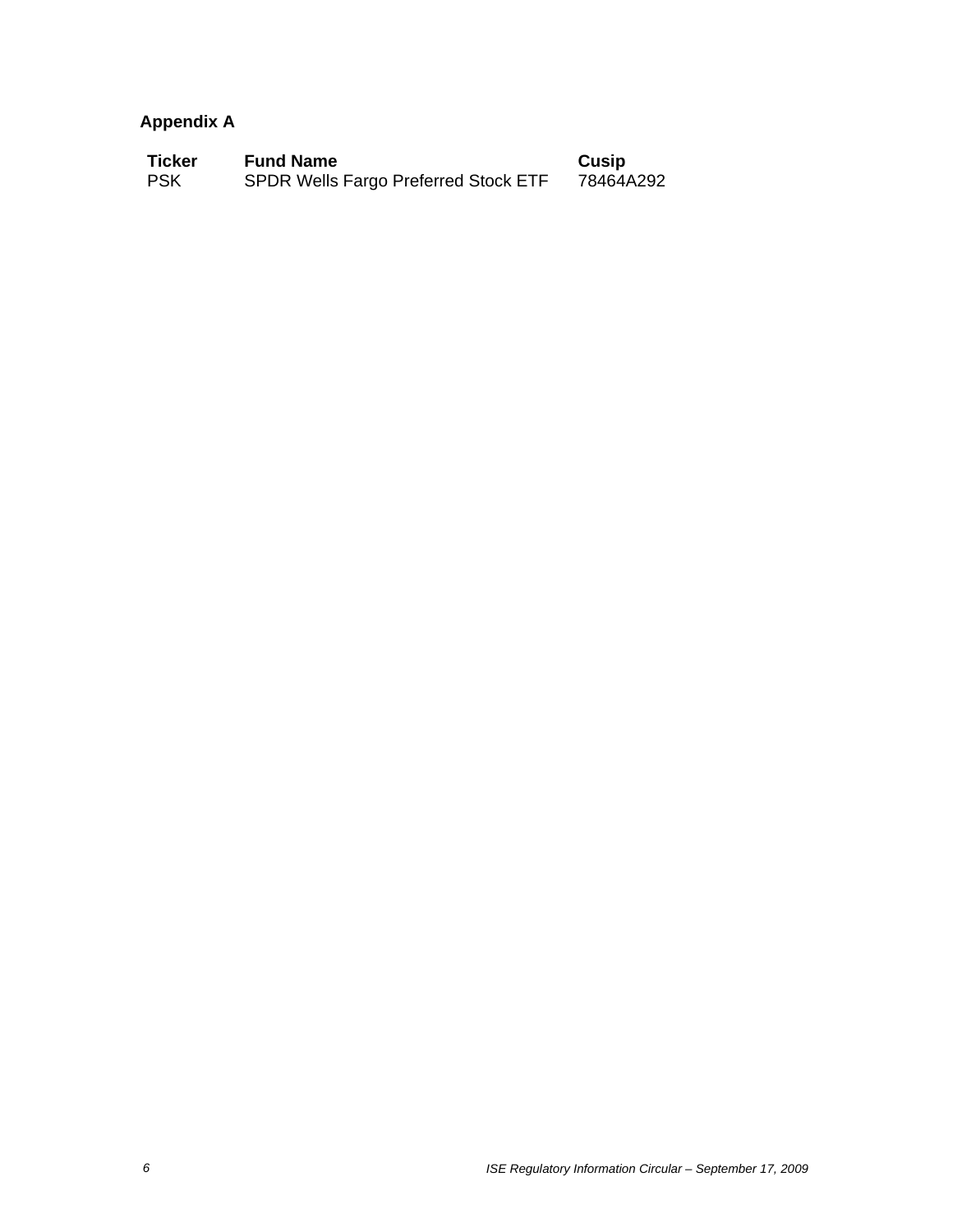## Appendix A

| Ticker | Fund Name | Cusip |
|---|---|---|
| PSK | SPDR Wells Fargo Preferred Stock ETF | 78464A292 |